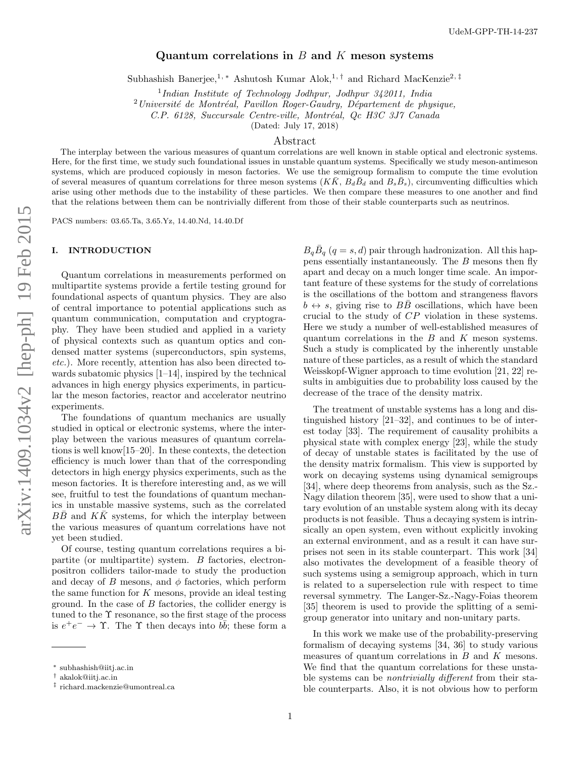UdeM-GPP-TH-14-237

# Quantum correlations in $B$ and $K$ meson systems

Subhashish Banerjee,[1,*] Ashutosh Kumar Alok,[1,†] and Richard MacKenzie[2,‡]

[1] *Indian Institute of Technology Jodhpur, Jodhpur 342011, India*
[2] *Université de Montréal, Pavillon Roger-Gaudry, Département de physique, C.P. 6128, Succursale Centre-ville, Montréal, Qc H3C 3J7 Canada*

(Dated: July 17, 2018)

## Abstract

The interplay between the various measures of quantum correlations are well known in stable optical and electronic systems. Here, for the first time, we study such foundational issues in unstable quantum systems. Specifically we study meson-antimeson systems, which are produced copiously in meson factories. We use the semigroup formalism to compute the time evolution of several measures of quantum correlations for three meson systems ($K\bar{K}$, $B_d\bar{B}_d$ and $B_s\bar{B}_s$), circumventing difficulties which arise using other methods due to the instability of these particles. We then compare these measures to one another and find that the relations between them can be nontrivially different from those of their stable counterparts such as neutrinos.

PACS numbers: 03.65.Ta, 3.65.Yz, 14.40.Nd, 14.40.Df

## I. INTRODUCTION

Quantum correlations in measurements performed on multipartite systems provide a fertile testing ground for foundational aspects of quantum physics. They are also of central importance to potential applications such as quantum communication, computation and cryptography. They have been studied and applied in a variety of physical contexts such as quantum optics and condensed matter systems (superconductors, spin systems, *etc.*). More recently, attention has also been directed towards subatomic physics [1–14], inspired by the technical advances in high energy physics experiments, in particular the meson factories, reactor and accelerator neutrino experiments.

The foundations of quantum mechanics are usually studied in optical or electronic systems, where the interplay between the various measures of quantum correlations is well know[15–20]. In these contexts, the detection efficiency is much lower than that of the corresponding detectors in high energy physics experiments, such as the meson factories. It is therefore interesting and, as we will see, fruitful to test the foundations of quantum mechanics in unstable massive systems, such as the correlated $B\bar{B}$ and $K\bar{K}$ systems, for which the interplay between the various measures of quantum correlations have not yet been studied.

Of course, testing quantum correlations requires a bipartite (or multipartite) system. $B$ factories, electron-positron colliders tailor-made to study the production and decay of $B$ mesons, and $\phi$ factories, which perform the same function for $K$ mesons, provide an ideal testing ground. In the case of $B$ factories, the collider energy is tuned to the $\Upsilon$ resonance, so the first stage of the process is $e^+e^- \to \Upsilon$. The $\Upsilon$ then decays into $b\bar{b}$; these form a $B_q\bar{B}_q$ ($q = s, d$) pair through hadronization. All this happens essentially instantaneously. The $B$ mesons then fly apart and decay on a much longer time scale. An important feature of these systems for the study of correlations is the oscillations of the bottom and strangeness flavors $b \leftrightarrow s$, giving rise to $B\bar{B}$ oscillations, which have been crucial to the study of $CP$ violation in these systems. Here we study a number of well-established measures of quantum correlations in the $B$ and $K$ meson systems. Such a study is complicated by the inherently unstable nature of these particles, as a result of which the standard Weisskopf-Wigner approach to time evolution [21, 22] results in ambiguities due to probability loss caused by the decrease of the trace of the density matrix.

The treatment of unstable systems has a long and distinguished history [21–32], and continues to be of interest today [33]. The requirement of causality prohibits a physical state with complex energy [23], while the study of decay of unstable states is facilitated by the use of the density matrix formalism. This view is supported by work on decaying systems using dynamical semigroups [34], where deep theorems from analysis, such as the Sz.-Nagy dilation theorem [35], were used to show that a unitary evolution of an unstable system along with its decay products is not feasible. Thus a decaying system is intrinsically an open system, even without explicitly invoking an external environment, and as a result it can have surprises not seen in its stable counterpart. This work [34] also motivates the development of a feasible theory of such systems using a semigroup approach, which in turn is related to a superselection rule with respect to time reversal symmetry. The Langer-Sz.-Nagy-Foias theorem [35] theorem is used to provide the splitting of a semigroup generator into unitary and non-unitary parts.

In this work we make use of the probability-preserving formalism of decaying systems [34, 36] to study various measures of quantum correlations in $B$ and $K$ mesons. We find that the quantum correlations for these unstable systems can be *nontrivially different* from their stable counterparts. Also, it is not obvious how to perform

* subhashish@iitj.ac.in
† akalok@iitj.ac.in
‡ richard.mackenzie@umontreal.ca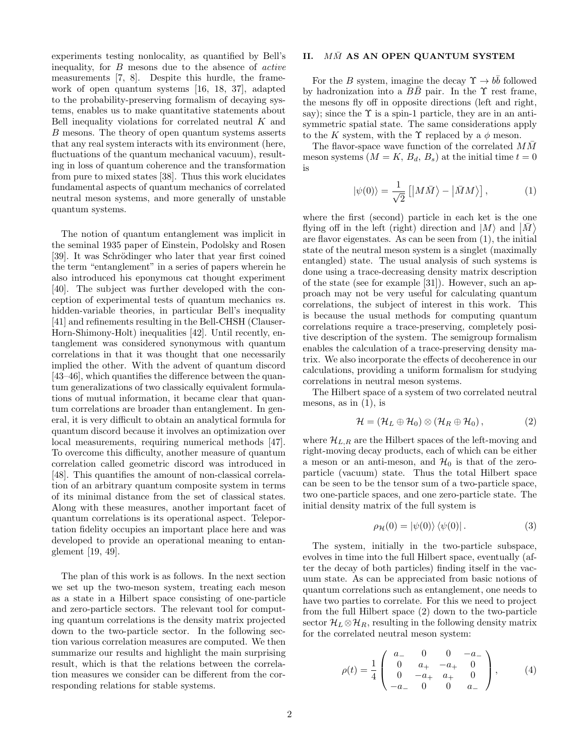experiments testing nonlocality, as quantified by Bell's inequality, for $B$ mesons due to the absence of *active* measurements [7, 8]. Despite this hurdle, the framework of open quantum systems [16, 18, 37], adapted to the probability-preserving formalism of decaying systems, enables us to make quantitative statements about Bell inequality violations for correlated neutral $K$ and $B$ mesons. The theory of open quantum systems asserts that any real system interacts with its environment (here, fluctuations of the quantum mechanical vacuum), resulting in loss of quantum coherence and the transformation from pure to mixed states [38]. Thus this work elucidates fundamental aspects of quantum mechanics of correlated neutral meson systems, and more generally of unstable quantum systems.

The notion of quantum entanglement was implicit in the seminal 1935 paper of Einstein, Podolsky and Rosen [39]. It was Schrödinger who later that year first coined the term "entanglement" in a series of papers wherein he also introduced his eponymous cat thought experiment [40]. The subject was further developed with the conception of experimental tests of quantum mechanics *vs.* hidden-variable theories, in particular Bell's inequality [41] and refinements resulting in the Bell-CHSH (Clauser-Horn-Shimony-Holt) inequalities [42]. Until recently, entanglement was considered synonymous with quantum correlations in that it was thought that one necessarily implied the other. With the advent of quantum discord [43–46], which quantifies the difference between the quantum generalizations of two classically equivalent formulations of mutual information, it became clear that quantum correlations are broader than entanglement. In general, it is very difficult to obtain an analytical formula for quantum discord because it involves an optimization over local measurements, requiring numerical methods [47]. To overcome this difficulty, another measure of quantum correlation called geometric discord was introduced in [48]. This quantifies the amount of non-classical correlation of an arbitrary quantum composite system in terms of its minimal distance from the set of classical states. Along with these measures, another important facet of quantum correlations is its operational aspect. Teleportation fidelity occupies an important place here and was developed to provide an operational meaning to entanglement [19, 49].

The plan of this work is as follows. In the next section we set up the two-meson system, treating each meson as a state in a Hilbert space consisting of one-particle and zero-particle sectors. The relevant tool for computing quantum correlations is the density matrix projected down to the two-particle sector. In the following section various correlation measures are computed. We then summarize our results and highlight the main surprising result, which is that the relations between the correlation measures we consider can be different from the corresponding relations for stable systems.

## II. $M\bar{M}$ AS AN OPEN QUANTUM SYSTEM

For the $B$ system, imagine the decay $\Upsilon \to b\bar{b}$ followed by hadronization into a $B\bar{B}$ pair. In the $\Upsilon$ rest frame, the mesons fly off in opposite directions (left and right, say); since the $\Upsilon$ is a spin-1 particle, they are in an antisymmetric spatial state. The same considerations apply to the $K$ system, with the $\Upsilon$ replaced by a $\phi$ meson.

The flavor-space wave function of the correlated $M\bar{M}$ meson systems ($M = K$, $B_d$, $B_s$) at the initial time $t = 0$ is

$$|\psi(0)\rangle = \frac{1}{\sqrt{2}}\left[\left|M\bar{M}\right\rangle - \left|\bar{M}M\right\rangle\right], \qquad (1)$$

where the first (second) particle in each ket is the one flying off in the left (right) direction and $|M\rangle$ and $\left|\bar{M}\right\rangle$ are flavor eigenstates. As can be seen from (1), the initial state of the neutral meson system is a singlet (maximally entangled) state. The usual analysis of such systems is done using a trace-decreasing density matrix description of the state (see for example [31]). However, such an approach may not be very useful for calculating quantum correlations, the subject of interest in this work. This is because the usual methods for computing quantum correlations require a trace-preserving, completely positive description of the system. The semigroup formalism enables the calculation of a trace-preserving density matrix. We also incorporate the effects of decoherence in our calculations, providing a uniform formalism for studying correlations in neutral meson systems.

The Hilbert space of a system of two correlated neutral mesons, as in (1), is

$$\mathcal{H} = (\mathcal{H}_L \oplus \mathcal{H}_0) \otimes (\mathcal{H}_R \oplus \mathcal{H}_0), \qquad (2)$$

where $\mathcal{H}_{L,R}$ are the Hilbert spaces of the left-moving and right-moving decay products, each of which can be either a meson or an anti-meson, and $\mathcal{H}_0$ is that of the zero-particle (vacuum) state. Thus the total Hilbert space can be seen to be the tensor sum of a two-particle space, two one-particle spaces, and one zero-particle state. The initial density matrix of the full system is

$$\rho_{\mathcal{H}}(0) = |\psi(0)\rangle\langle\psi(0)|. \qquad (3)$$

The system, initially in the two-particle subspace, evolves in time into the full Hilbert space, eventually (after the decay of both particles) finding itself in the vacuum state. As can be appreciated from basic notions of quantum correlations such as entanglement, one needs to have two parties to correlate. For this we need to project from the full Hilbert space (2) down to the two-particle sector $\mathcal{H}_L \otimes \mathcal{H}_R$, resulting in the following density matrix for the correlated neutral meson system:

$$\rho(t) = \frac{1}{4}\begin{pmatrix} a_- & 0 & 0 & -a_- \\ 0 & a_+ & -a_+ & 0 \\ 0 & -a_+ & a_+ & 0 \\ -a_- & 0 & 0 & a_- \end{pmatrix}, \qquad (4)$$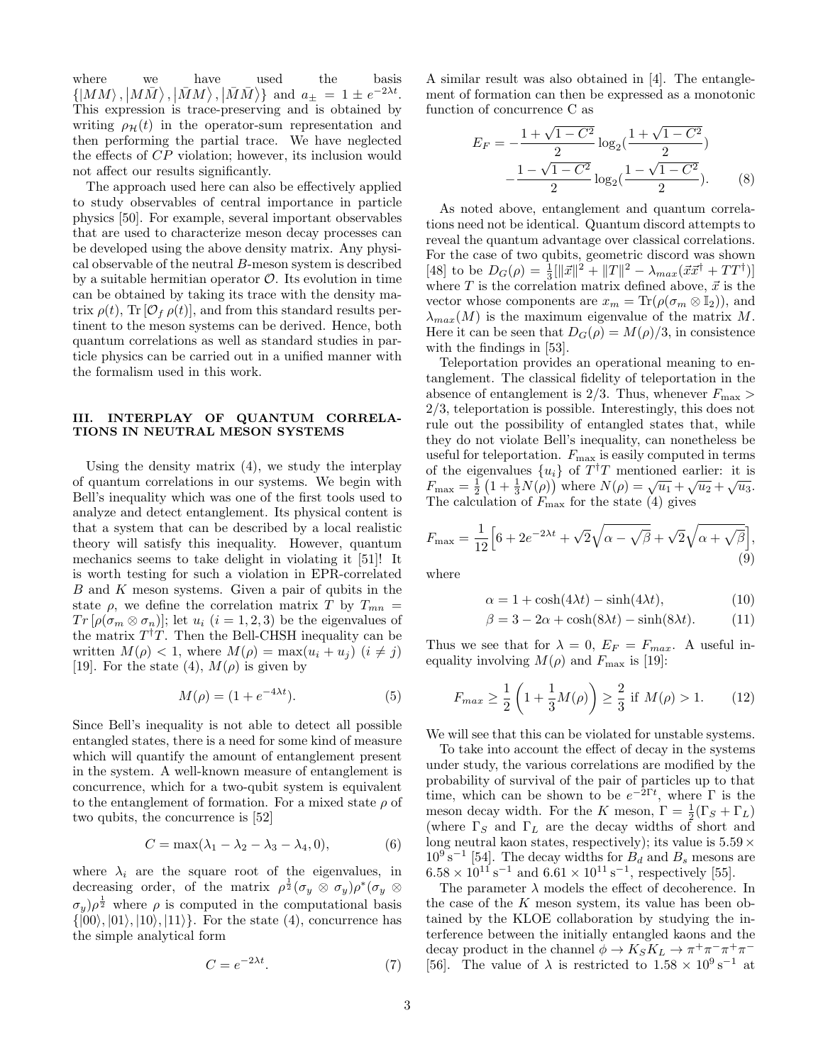where we have used the basis $\{|MM\rangle, |M\bar{M}\rangle, |\bar{M}M\rangle, |\bar{M}\bar{M}\rangle\}$ and $a_{\pm} = 1 \pm e^{-2\lambda t}$. This expression is trace-preserving and is obtained by writing $\rho_{\mathcal{H}}(t)$ in the operator-sum representation and then performing the partial trace. We have neglected the effects of $CP$ violation; however, its inclusion would not affect our results significantly.

The approach used here can also be effectively applied to study observables of central importance in particle physics [50]. For example, several important observables that are used to characterize meson decay processes can be developed using the above density matrix. Any physical observable of the neutral $B$-meson system is described by a suitable hermitian operator $\mathcal{O}$. Its evolution in time can be obtained by taking its trace with the density matrix $\rho(t)$, $\mathrm{Tr}\left[\mathcal{O}_f\, \rho(t)\right]$, and from this standard results pertinent to the meson systems can be derived. Hence, both quantum correlations as well as standard studies in particle physics can be carried out in a unified manner with the formalism used in this work.

## III. INTERPLAY OF QUANTUM CORRELATIONS IN NEUTRAL MESON SYSTEMS

Using the density matrix (4), we study the interplay of quantum correlations in our systems. We begin with Bell's inequality which was one of the first tools used to analyze and detect entanglement. Its physical content is that a system that can be described by a local realistic theory will satisfy this inequality. However, quantum mechanics seems to take delight in violating it [51]! It is worth testing for such a violation in EPR-correlated $B$ and $K$ meson systems. Given a pair of qubits in the state $\rho$, we define the correlation matrix $T$ by $T_{mn} = Tr\left[\rho(\sigma_m \otimes \sigma_n)\right]$; let $u_i$ $(i = 1, 2, 3)$ be the eigenvalues of the matrix $T^{\dagger}T$. Then the Bell-CHSH inequality can be written $M(\rho) < 1$, where $M(\rho) = \max(u_i + u_j)$ $(i \neq j)$ [19]. For the state (4), $M(\rho)$ is given by

$$M(\rho) = (1 + e^{-4\lambda t}). \tag{5}$$

Since Bell's inequality is not able to detect all possible entangled states, there is a need for some kind of measure which will quantify the amount of entanglement present in the system. A well-known measure of entanglement is concurrence, which for a two-qubit system is equivalent to the entanglement of formation. For a mixed state $\rho$ of two qubits, the concurrence is [52]

$$C = \max(\lambda_1 - \lambda_2 - \lambda_3 - \lambda_4, 0), \tag{6}$$

where $\lambda_i$ are the square root of the eigenvalues, in decreasing order, of the matrix $\rho^{\frac{1}{2}}(\sigma_y \otimes \sigma_y)\rho^*(\sigma_y \otimes \sigma_y)\rho^{\frac{1}{2}}$ where $\rho$ is computed in the computational basis $\{|00\rangle, |01\rangle, |10\rangle, |11\rangle\}$. For the state (4), concurrence has the simple analytical form

$$C = e^{-2\lambda t}. \tag{7}$$

A similar result was also obtained in [4]. The entanglement of formation can then be expressed as a monotonic function of concurrence C as

$$E_F = -\frac{1 + \sqrt{1 - C^2}}{2}\log_2\left(\frac{1 + \sqrt{1 - C^2}}{2}\right) - \frac{1 - \sqrt{1 - C^2}}{2}\log_2\left(\frac{1 - \sqrt{1 - C^2}}{2}\right). \tag{8}$$

As noted above, entanglement and quantum correlations need not be identical. Quantum discord attempts to reveal the quantum advantage over classical correlations. For the case of two qubits, geometric discord was shown [48] to be $D_G(\rho) = \frac{1}{3}[\|\vec{x}\|^2 + \|T\|^2 - \lambda_{max}(\vec{x}\vec{x}^{\dagger} + TT^{\dagger})]$ where $T$ is the correlation matrix defined above, $\vec{x}$ is the vector whose components are $x_m = \mathrm{Tr}(\rho(\sigma_m \otimes \mathbb{I}_2))$, and $\lambda_{max}(M)$ is the maximum eigenvalue of the matrix $M$. Here it can be seen that $D_G(\rho) = M(\rho)/3$, in consistence with the findings in [53].

Teleportation provides an operational meaning to entanglement. The classical fidelity of teleportation in the absence of entanglement is 2/3. Thus, whenever $F_{\max} > 2/3$, teleportation is possible. Interestingly, this does not rule out the possibility of entangled states that, while they do not violate Bell's inequality, can nonetheless be useful for teleportation. $F_{\max}$ is easily computed in terms of the eigenvalues $\{u_i\}$ of $T^{\dagger}T$ mentioned earlier: it is $F_{\max} = \frac{1}{2}\left(1 + \frac{1}{3}N(\rho)\right)$ where $N(\rho) = \sqrt{u_1} + \sqrt{u_2} + \sqrt{u_3}$. The calculation of $F_{\max}$ for the state (4) gives

$$F_{\max} = \frac{1}{12}\Big[6 + 2e^{-2\lambda t} + \sqrt{2}\sqrt{\alpha - \sqrt{\beta}} + \sqrt{2}\sqrt{\alpha + \sqrt{\beta}}\Big], \tag{9}$$

where

$$\alpha = 1 + \cosh(4\lambda t) - \sinh(4\lambda t), \tag{10}$$

$$\beta = 3 - 2\alpha + \cosh(8\lambda t) - \sinh(8\lambda t). \tag{11}$$

Thus we see that for $\lambda = 0$, $E_F = F_{max}$. A useful inequality involving $M(\rho)$ and $F_{\max}$ is [19]:

$$F_{max} \geq \frac{1}{2}\left(1 + \frac{1}{3}M(\rho)\right) \geq \frac{2}{3} \text{ if } M(\rho) > 1. \tag{12}$$

We will see that this can be violated for unstable systems.

To take into account the effect of decay in the systems under study, the various correlations are modified by the probability of survival of the pair of particles up to that time, which can be shown to be $e^{-2\Gamma t}$, where $\Gamma$ is the meson decay width. For the $K$ meson, $\Gamma = \frac{1}{2}(\Gamma_S + \Gamma_L)$ (where $\Gamma_S$ and $\Gamma_L$ are the decay widths of short and long neutral kaon states, respectively); its value is $5.59 \times 10^{9}\,\mathrm{s}^{-1}$ [54]. The decay widths for $B_d$ and $B_s$ mesons are $6.58 \times 10^{11}\,\mathrm{s}^{-1}$ and $6.61 \times 10^{11}\,\mathrm{s}^{-1}$, respectively [55].

The parameter $\lambda$ models the effect of decoherence. In the case of the $K$ meson system, its value has been obtained by the KLOE collaboration by studying the interference between the initially entangled kaons and the decay product in the channel $\phi \to K_S K_L \to \pi^+\pi^-\pi^+\pi^-$ [56]. The value of $\lambda$ is restricted to $1.58 \times 10^{9}\,\mathrm{s}^{-1}$ at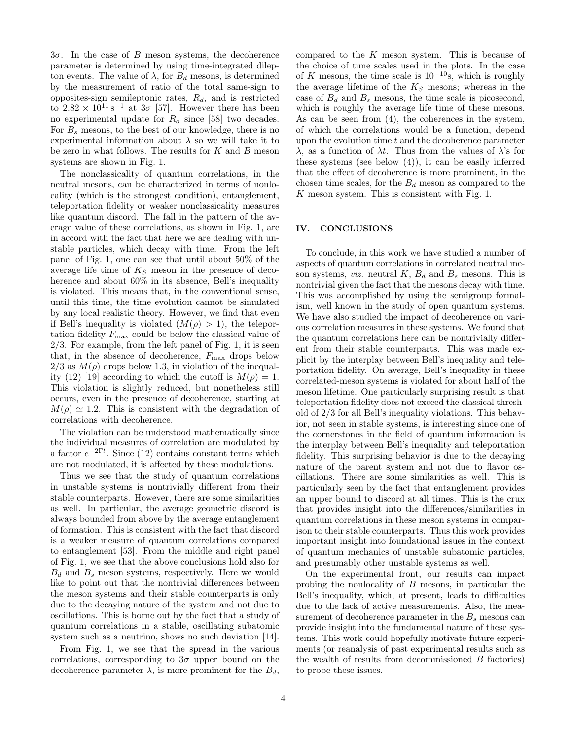$3\sigma$. In the case of $B$ meson systems, the decoherence parameter is determined by using time-integrated dilepton events. The value of $\lambda$, for $B_d$ mesons, is determined by the measurement of ratio of the total same-sign to opposites-sign semileptonic rates, $R_d$, and is restricted to $2.82 \times 10^{11}\,\mathrm{s}^{-1}$ at $3\sigma$ [57]. However there has been no experimental update for $R_d$ since [58] two decades. For $B_s$ mesons, to the best of our knowledge, there is no experimental information about $\lambda$ so we will take it to be zero in what follows. The results for $K$ and $B$ meson systems are shown in Fig. 1.

The nonclassicality of quantum correlations, in the neutral mesons, can be characterized in terms of nonlocality (which is the strongest condition), entanglement, teleportation fidelity or weaker nonclassicality measures like quantum discord. The fall in the pattern of the average value of these correlations, as shown in Fig. 1, are in accord with the fact that here we are dealing with unstable particles, which decay with time. From the left panel of Fig. 1, one can see that until about 50% of the average life time of $K_S$ meson in the presence of decoherence and about 60% in its absence, Bell's inequality is violated. This means that, in the conventional sense, until this time, the time evolution cannot be simulated by any local realistic theory. However, we find that even if Bell's inequality is violated ($M(\rho) > 1$), the teleportation fidelity $F_{\max}$ could be below the classical value of 2/3. For example, from the left panel of Fig. 1, it is seen that, in the absence of decoherence, $F_{\max}$ drops below 2/3 as $M(\rho)$ drops below 1.3, in violation of the inequality (12) [19] according to which the cutoff is $M(\rho) = 1$. This violation is slightly reduced, but nonetheless still occurs, even in the presence of decoherence, starting at $M(\rho) \simeq 1.2$. This is consistent with the degradation of correlations with decoherence.

The violation can be understood mathematically since the individual measures of correlation are modulated by a factor $e^{-2\Gamma t}$. Since (12) contains constant terms which are not modulated, it is affected by these modulations.

Thus we see that the study of quantum correlations in unstable systems is nontrivially different from their stable counterparts. However, there are some similarities as well. In particular, the average geometric discord is always bounded from above by the average entanglement of formation. This is consistent with the fact that discord is a weaker measure of quantum correlations compared to entanglement [53]. From the middle and right panel of Fig. 1, we see that the above conclusions hold also for $B_d$ and $B_s$ meson systems, respectively. Here we would like to point out that the nontrivial differences between the meson systems and their stable counterparts is only due to the decaying nature of the system and not due to oscillations. This is borne out by the fact that a study of quantum correlations in a stable, oscillating subatomic system such as a neutrino, shows no such deviation [14].

From Fig. 1, we see that the spread in the various correlations, corresponding to $3\sigma$ upper bound on the decoherence parameter $\lambda$, is more prominent for the $B_d$, compared to the $K$ meson system. This is because of the choice of time scales used in the plots. In the case of $K$ mesons, the time scale is $10^{-10}$s, which is roughly the average lifetime of the $K_S$ mesons; whereas in the case of $B_d$ and $B_s$ mesons, the time scale is picosecond, which is roughly the average life time of these mesons. As can be seen from (4), the coherences in the system, of which the correlations would be a function, depend upon the evolution time $t$ and the decoherence parameter $\lambda$, as a function of $\lambda t$. Thus from the values of $\lambda$'s for these systems (see below (4)), it can be easily inferred that the effect of decoherence is more prominent, in the chosen time scales, for the $B_d$ meson as compared to the $K$ meson system. This is consistent with Fig. 1.

## IV. CONCLUSIONS

To conclude, in this work we have studied a number of aspects of quantum correlations in correlated neutral meson systems, *viz.* neutral $K$, $B_d$ and $B_s$ mesons. This is nontrivial given the fact that the mesons decay with time. This was accomplished by using the semigroup formalism, well known in the study of open quantum systems. We have also studied the impact of decoherence on various correlation measures in these systems. We found that the quantum correlations here can be nontrivially different from their stable counterparts. This was made explicit by the interplay between Bell's inequality and teleportation fidelity. On average, Bell's inequality in these correlated-meson systems is violated for about half of the meson lifetime. One particularly surprising result is that teleportation fidelity does not exceed the classical threshold of 2/3 for all Bell's inequality violations. This behavior, not seen in stable systems, is interesting since one of the cornerstones in the field of quantum information is the interplay between Bell's inequality and teleportation fidelity. This surprising behavior is due to the decaying nature of the parent system and not due to flavor oscillations. There are some similarities as well. This is particularly seen by the fact that entanglement provides an upper bound to discord at all times. This is the crux that provides insight into the differences/similarities in quantum correlations in these meson systems in comparison to their stable counterparts. Thus this work provides important insight into foundational issues in the context of quantum mechanics of unstable subatomic particles, and presumably other unstable systems as well.

On the experimental front, our results can impact probing the nonlocality of $B$ mesons, in particular the Bell's inequality, which, at present, leads to difficulties due to the lack of active measurements. Also, the measurement of decoherence parameter in the $B_s$ mesons can provide insight into the fundamental nature of these systems. This work could hopefully motivate future experiments (or reanalysis of past experimental results such as the wealth of results from decommissioned $B$ factories) to probe these issues.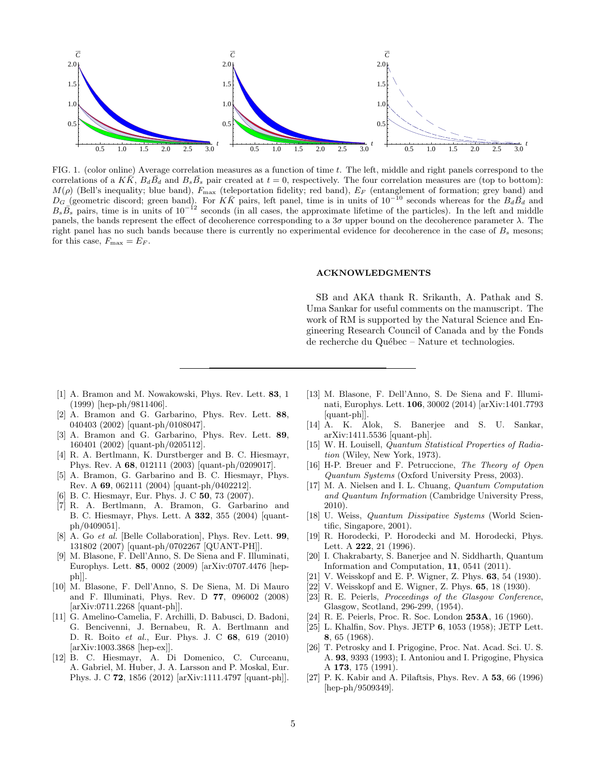FIG. 1. (color online) Average correlation measures as a function of time $t$. The left, middle and right panels correspond to the correlations of a $K\bar{K}$, $B_d\bar{B}_d$ and $B_s\bar{B}_s$ pair created at $t = 0$, respectively. The four correlation measures are (top to bottom): $M(\rho)$ (Bell's inequality; blue band), $F_{\max}$ (teleportation fidelity; red band), $E_F$ (entanglement of formation; grey band) and $D_G$ (geometric discord; green band). For $K\bar{K}$ pairs, left panel, time is in units of $10^{-10}$ seconds whereas for the $B_d\bar{B}_d$ and $B_s\bar{B}_s$ pairs, time is in units of $10^{-12}$ seconds (in all cases, the approximate lifetime of the particles). In the left and middle panels, the bands represent the effect of decoherence corresponding to a $3\sigma$ upper bound on the decoherence parameter $\lambda$. The right panel has no such bands because there is currently no experimental evidence for decoherence in the case of $B_s$ mesons; for this case, $F_{\max} = E_F$.

## ACKNOWLEDGMENTS

SB and AKA thank R. Srikanth, A. Pathak and S. Uma Sankar for useful comments on the manuscript. The work of RM is supported by the Natural Science and Engineering Research Council of Canada and by the Fonds de recherche du Québec – Nature et technologies.

---

[1] A. Bramon and M. Nowakowski, Phys. Rev. Lett. **83**, 1 (1999) [hep-ph/9811406].

[2] A. Bramon and G. Garbarino, Phys. Rev. Lett. **88**, 040403 (2002) [quant-ph/0108047].

[3] A. Bramon and G. Garbarino, Phys. Rev. Lett. **89**, 160401 (2002) [quant-ph/0205112].

[4] R. A. Bertlmann, K. Durstberger and B. C. Hiesmayr, Phys. Rev. A **68**, 012111 (2003) [quant-ph/0209017].

[5] A. Bramon, G. Garbarino and B. C. Hiesmayr, Phys. Rev. A **69**, 062111 (2004) [quant-ph/0402212].

[6] B. C. Hiesmayr, Eur. Phys. J. C **50**, 73 (2007).

[7] R. A. Bertlmann, A. Bramon, G. Garbarino and B. C. Hiesmayr, Phys. Lett. A **332**, 355 (2004) [quant-ph/0409051].

[8] A. Go *et al.* [Belle Collaboration], Phys. Rev. Lett. **99**, 131802 (2007) [quant-ph/0702267 [QUANT-PH]].

[9] M. Blasone, F. Dell'Anno, S. De Siena and F. Illuminati, Europhys. Lett. **85**, 0002 (2009) [arXiv:0707.4476 [hep-ph]].

[10] M. Blasone, F. Dell'Anno, S. De Siena, M. Di Mauro and F. Illuminati, Phys. Rev. D **77**, 096002 (2008) [arXiv:0711.2268 [quant-ph]].

[11] G. Amelino-Camelia, F. Archilli, D. Babusci, D. Badoni, G. Bencivenni, J. Bernabeu, R. A. Bertlmann and D. R. Boito *et al.*, Eur. Phys. J. C **68**, 619 (2010) [arXiv:1003.3868 [hep-ex]].

[12] B. C. Hiesmayr, A. Di Domenico, C. Curceanu, A. Gabriel, M. Huber, J. A. Larsson and P. Moskal, Eur. Phys. J. C **72**, 1856 (2012) [arXiv:1111.4797 [quant-ph]].

[13] M. Blasone, F. Dell'Anno, S. De Siena and F. Illuminati, Europhys. Lett. **106**, 30002 (2014) [arXiv:1401.7793 [quant-ph]].

[14] A. K. Alok, S. Banerjee and S. U. Sankar, arXiv:1411.5536 [quant-ph].

[15] W. H. Louisell, *Quantum Statistical Properties of Radiation* (Wiley, New York, 1973).

[16] H-P. Breuer and F. Petruccione, *The Theory of Open Quantum Systems* (Oxford University Press, 2003).

[17] M. A. Nielsen and I. L. Chuang, *Quantum Computation and Quantum Information* (Cambridge University Press, 2010).

[18] U. Weiss, *Quantum Dissipative Systems* (World Scientific, Singapore, 2001).

[19] R. Horodecki, P. Horodecki and M. Horodecki, Phys. Lett. A **222**, 21 (1996).

[20] I. Chakrabarty, S. Banerjee and N. Siddharth, Quantum Information and Computation, **11**, 0541 (2011).

[21] V. Weisskopf and E. P. Wigner, Z. Phys. **63**, 54 (1930).

[22] V. Weisskopf and E. Wigner, Z. Phys. **65**, 18 (1930).

[23] R. E. Peierls, *Proceedings of the Glasgow Conference*, Glasgow, Scotland, 296-299, (1954).

[24] R. E. Peierls, Proc. R. Soc. London **253A**, 16 (1960).

[25] L. Khalfin, Sov. Phys. JETP **6**, 1053 (1958); JETP Lett. **8**, 65 (1968).

[26] T. Petrosky and I. Prigogine, Proc. Nat. Acad. Sci. U. S. A. **93**, 9393 (1993); I. Antoniou and I. Prigogine, Physica A **173**, 175 (1991).

[27] P. K. Kabir and A. Pilaftsis, Phys. Rev. A **53**, 66 (1996) [hep-ph/9509349].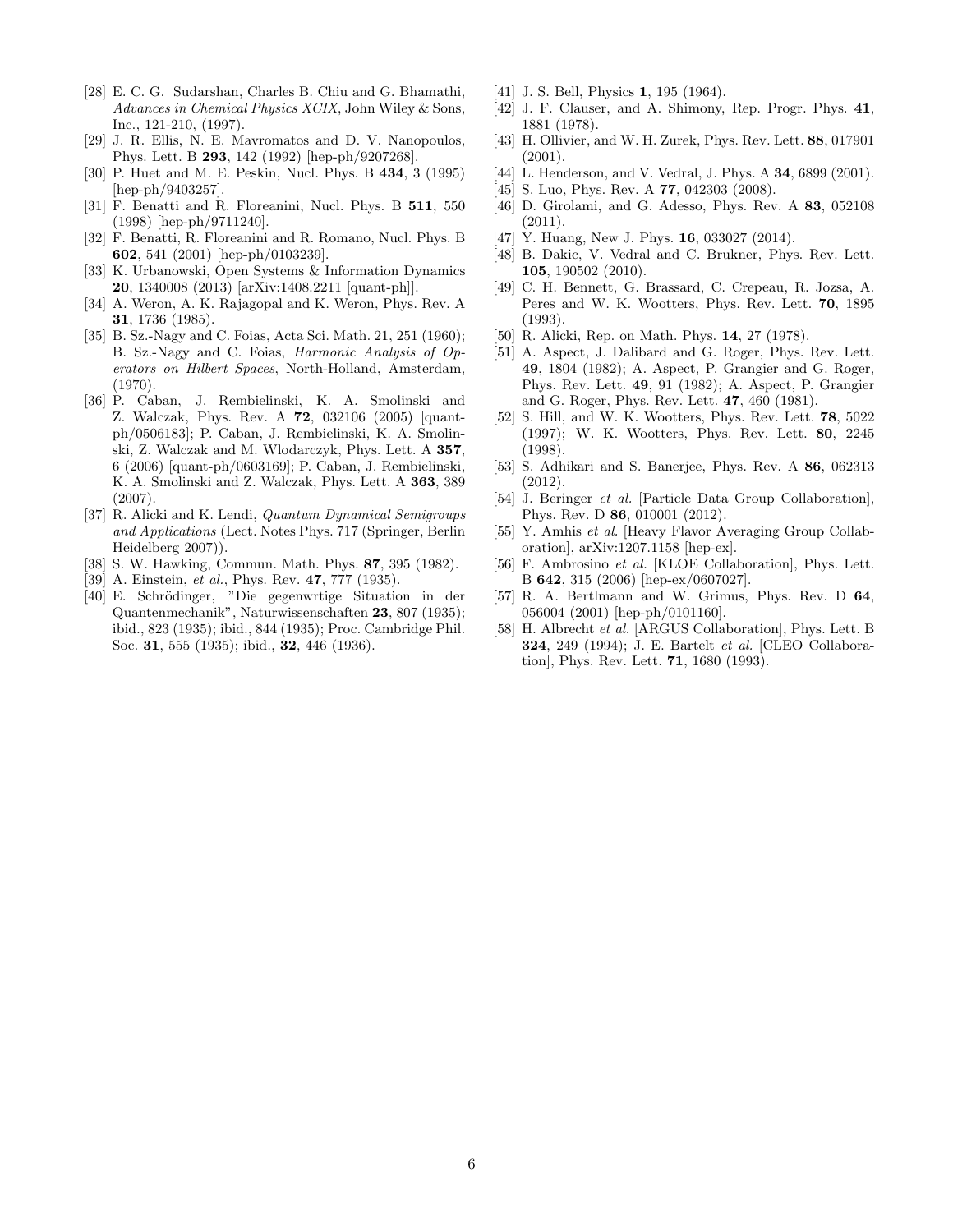[28] E. C. G. Sudarshan, Charles B. Chiu and G. Bhamathi, *Advances in Chemical Physics XCIX*, John Wiley & Sons, Inc., 121-210, (1997).

[29] J. R. Ellis, N. E. Mavromatos and D. V. Nanopoulos, Phys. Lett. B **293**, 142 (1992) [hep-ph/9207268].

[30] P. Huet and M. E. Peskin, Nucl. Phys. B **434**, 3 (1995) [hep-ph/9403257].

[31] F. Benatti and R. Floreanini, Nucl. Phys. B **511**, 550 (1998) [hep-ph/9711240].

[32] F. Benatti, R. Floreanini and R. Romano, Nucl. Phys. B **602**, 541 (2001) [hep-ph/0103239].

[33] K. Urbanowski, Open Systems & Information Dynamics **20**, 1340008 (2013) [arXiv:1408.2211 [quant-ph]].

[34] A. Weron, A. K. Rajagopal and K. Weron, Phys. Rev. A **31**, 1736 (1985).

[35] B. Sz.-Nagy and C. Foias, Acta Sci. Math. 21, 251 (1960); B. Sz.-Nagy and C. Foias, *Harmonic Analysis of Operators on Hilbert Spaces*, North-Holland, Amsterdam, (1970).

[36] P. Caban, J. Rembielinski, K. A. Smolinski and Z. Walczak, Phys. Rev. A **72**, 032106 (2005) [quant-ph/0506183]; P. Caban, J. Rembielinski, K. A. Smolinski, Z. Walczak and M. Wlodarczyk, Phys. Lett. A **357**, 6 (2006) [quant-ph/0603169]; P. Caban, J. Rembielinski, K. A. Smolinski and Z. Walczak, Phys. Lett. A **363**, 389 (2007).

[37] R. Alicki and K. Lendi, *Quantum Dynamical Semigroups and Applications* (Lect. Notes Phys. 717 (Springer, Berlin Heidelberg 2007)).

[38] S. W. Hawking, Commun. Math. Phys. **87**, 395 (1982).

[39] A. Einstein, *et al.*, Phys. Rev. **47**, 777 (1935).

[40] E. Schrödinger, "Die gegenwrtige Situation in der Quantenmechanik", Naturwissenschaften **23**, 807 (1935); ibid., 823 (1935); ibid., 844 (1935); Proc. Cambridge Phil. Soc. **31**, 555 (1935); ibid., **32**, 446 (1936).

[41] J. S. Bell, Physics **1**, 195 (1964).

[42] J. F. Clauser, and A. Shimony, Rep. Progr. Phys. **41**, 1881 (1978).

[43] H. Ollivier, and W. H. Zurek, Phys. Rev. Lett. **88**, 017901 (2001).

[44] L. Henderson, and V. Vedral, J. Phys. A **34**, 6899 (2001).

[45] S. Luo, Phys. Rev. A **77**, 042303 (2008).

[46] D. Girolami, and G. Adesso, Phys. Rev. A **83**, 052108 (2011).

[47] Y. Huang, New J. Phys. **16**, 033027 (2014).

[48] B. Dakic, V. Vedral and C. Brukner, Phys. Rev. Lett. **105**, 190502 (2010).

[49] C. H. Bennett, G. Brassard, C. Crepeau, R. Jozsa, A. Peres and W. K. Wootters, Phys. Rev. Lett. **70**, 1895 (1993).

[50] R. Alicki, Rep. on Math. Phys. **14**, 27 (1978).

[51] A. Aspect, J. Dalibard and G. Roger, Phys. Rev. Lett. **49**, 1804 (1982); A. Aspect, P. Grangier and G. Roger, Phys. Rev. Lett. **49**, 91 (1982); A. Aspect, P. Grangier and G. Roger, Phys. Rev. Lett. **47**, 460 (1981).

[52] S. Hill, and W. K. Wootters, Phys. Rev. Lett. **78**, 5022 (1997); W. K. Wootters, Phys. Rev. Lett. **80**, 2245 (1998).

[53] S. Adhikari and S. Banerjee, Phys. Rev. A **86**, 062313 (2012).

[54] J. Beringer *et al.* [Particle Data Group Collaboration], Phys. Rev. D **86**, 010001 (2012).

[55] Y. Amhis *et al.* [Heavy Flavor Averaging Group Collaboration], arXiv:1207.1158 [hep-ex].

[56] F. Ambrosino *et al.* [KLOE Collaboration], Phys. Lett. B **642**, 315 (2006) [hep-ex/0607027].

[57] R. A. Bertlmann and W. Grimus, Phys. Rev. D **64**, 056004 (2001) [hep-ph/0101160].

[58] H. Albrecht *et al.* [ARGUS Collaboration], Phys. Lett. B **324**, 249 (1994); J. E. Bartelt *et al.* [CLEO Collaboration], Phys. Rev. Lett. **71**, 1680 (1993).